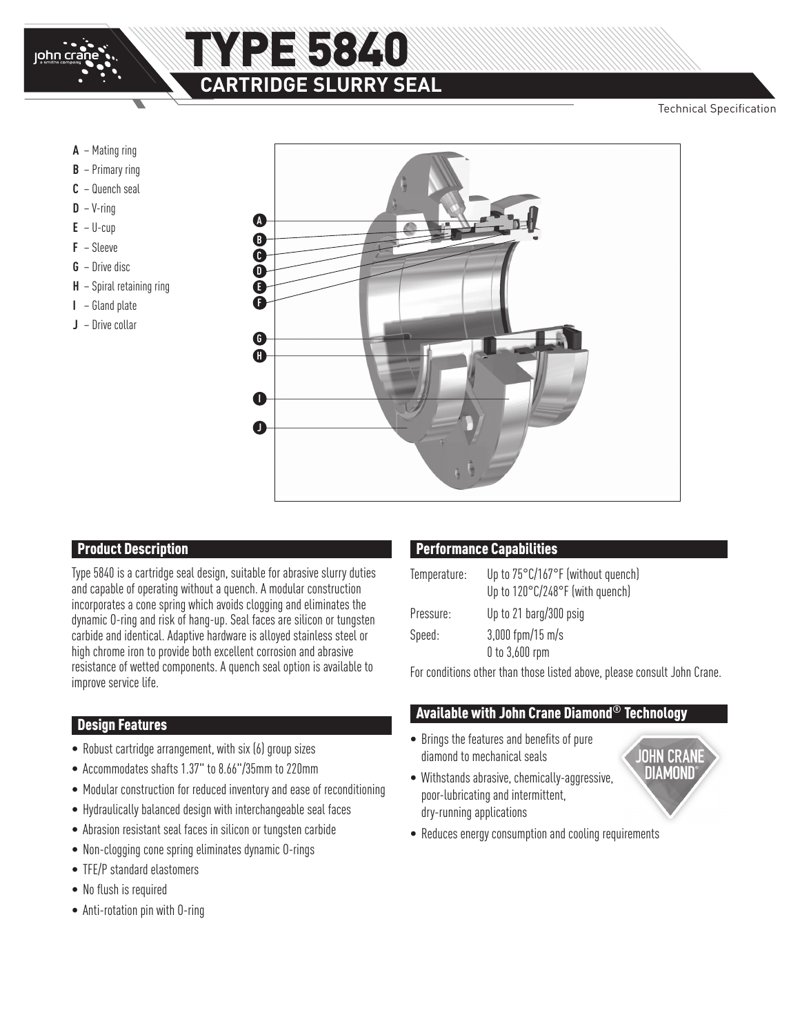# TYPE 5840

## CARTRIDGE SLURRY SEAL

Technical Specification

- **A** – Mating ring
- **B** – Primary ring
- **C** – Quench seal
- **D** – V-ring
- **E** – U-cup
- **F** – Sleeve
- **G** – Drive disc
- **H** – Spiral retaining ring
- **I** – Gland plate
- **J** – Drive collar

## Product Description

Type 5840 is a cartridge seal design, suitable for abrasive slurry duties and capable of operating without a quench. A modular construction incorporates a cone spring which avoids clogging and eliminates the dynamic O-ring and risk of hang-up. Seal faces are silicon or tungsten carbide and identical. Adaptive hardware is alloyed stainless steel or high chrome iron to provide both excellent corrosion and abrasive resistance of wetted components. A quench seal option is available to improve service life.

## Design Features

- Robust cartridge arrangement, with six (6) group sizes
- Accommodates shafts 1.37" to 8.66"/35mm to 220mm
- Modular construction for reduced inventory and ease of reconditioning
- Hydraulically balanced design with interchangeable seal faces
- Abrasion resistant seal faces in silicon or tungsten carbide
- Non-clogging cone spring eliminates dynamic O-rings
- TFE/P standard elastomers
- No flush is required
- Anti-rotation pin with O-ring

## Performance Capabilities

| | |
|---|---|
| Temperature: | Up to 75°C/167°F (without quench)<br>Up to 120°C/248°F (with quench) |
| Pressure: | Up to 21 barg/300 psig |
| Speed: | 3,000 fpm/15 m/s<br>0 to 3,600 rpm |

For conditions other than those listed above, please consult John Crane.

## Available with John Crane Diamond® Technology

- Brings the features and benefits of pure diamond to mechanical seals
- Withstands abrasive, chemically-aggressive, poor-lubricating and intermittent, dry-running applications
- Reduces energy consumption and cooling requirements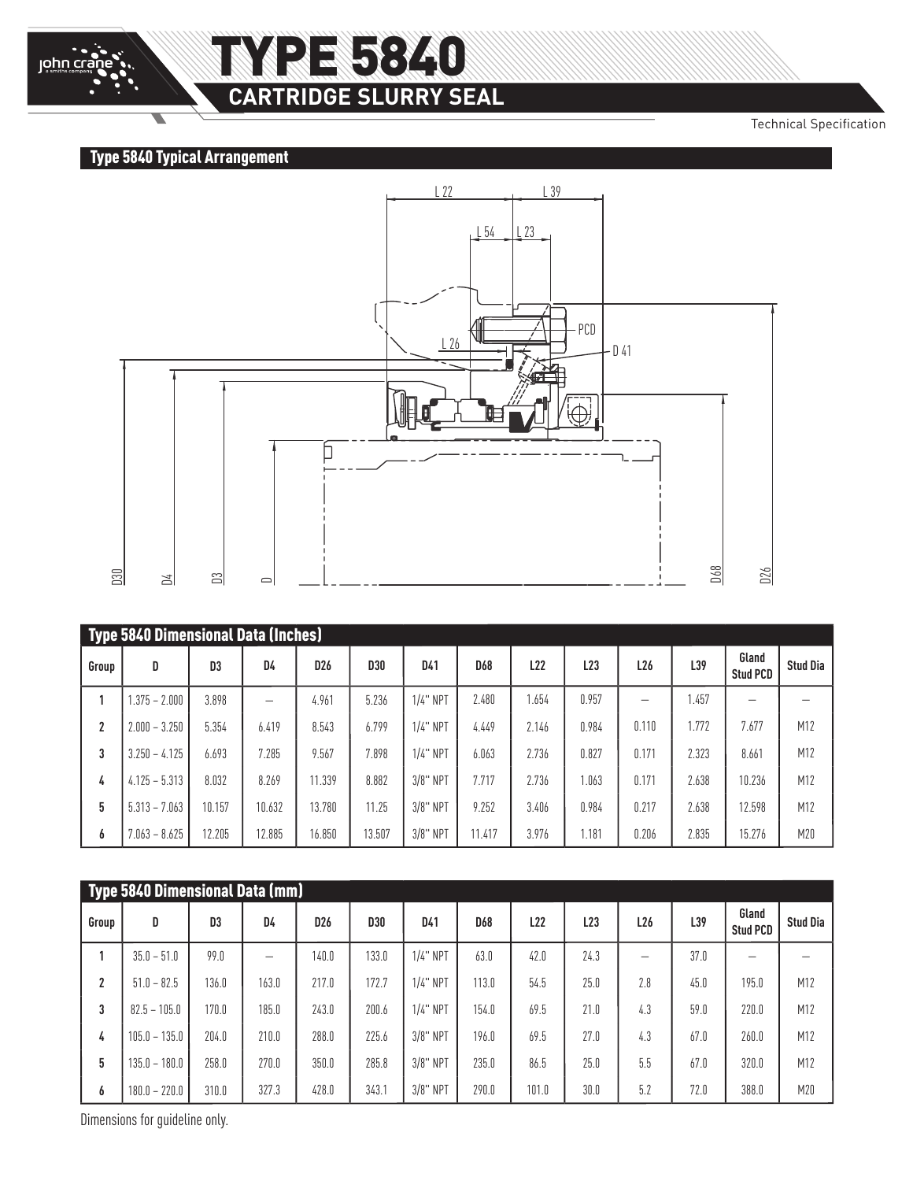# TYPE 5840

## CARTRIDGE SLURRY SEAL

Technical Specification

### Type 5840 Typical Arrangement

### Type 5840 Dimensional Data (Inches)

| Group | D | D3 | D4 | D26 | D30 | D41 | D68 | L22 | L23 | L26 | L39 | Gland Stud PCD | Stud Dia |
|---|---|---|---|---|---|---|---|---|---|---|---|---|---|
| 1 | 1.375 – 2.000 | 3.898 | – | 4.961 | 5.236 | 1/4" NPT | 2.480 | 1.654 | 0.957 | – | 1.457 | – | – |
| 2 | 2.000 – 3.250 | 5.354 | 6.419 | 8.543 | 6.799 | 1/4" NPT | 4.449 | 2.146 | 0.984 | 0.110 | 1.772 | 7.677 | M12 |
| 3 | 3.250 – 4.125 | 6.693 | 7.285 | 9.567 | 7.898 | 1/4" NPT | 6.063 | 2.736 | 0.827 | 0.171 | 2.323 | 8.661 | M12 |
| 4 | 4.125 – 5.313 | 8.032 | 8.269 | 11.339 | 8.882 | 3/8" NPT | 7.717 | 2.736 | 1.063 | 0.171 | 2.638 | 10.236 | M12 |
| 5 | 5.313 – 7.063 | 10.157 | 10.632 | 13.780 | 11.25 | 3/8" NPT | 9.252 | 3.406 | 0.984 | 0.217 | 2.638 | 12.598 | M12 |
| 6 | 7.063 – 8.625 | 12.205 | 12.885 | 16.850 | 13.507 | 3/8" NPT | 11.417 | 3.976 | 1.181 | 0.206 | 2.835 | 15.276 | M20 |

### Type 5840 Dimensional Data (mm)

| Group | D | D3 | D4 | D26 | D30 | D41 | D68 | L22 | L23 | L26 | L39 | Gland Stud PCD | Stud Dia |
|---|---|---|---|---|---|---|---|---|---|---|---|---|---|
| 1 | 35.0 – 51.0 | 99.0 | – | 140.0 | 133.0 | 1/4" NPT | 63.0 | 42.0 | 24.3 | – | 37.0 | – | – |
| 2 | 51.0 – 82.5 | 136.0 | 163.0 | 217.0 | 172.7 | 1/4" NPT | 113.0 | 54.5 | 25.0 | 2.8 | 45.0 | 195.0 | M12 |
| 3 | 82.5 – 105.0 | 170.0 | 185.0 | 243.0 | 200.6 | 1/4" NPT | 154.0 | 69.5 | 21.0 | 4.3 | 59.0 | 220.0 | M12 |
| 4 | 105.0 – 135.0 | 204.0 | 210.0 | 288.0 | 225.6 | 3/8" NPT | 196.0 | 69.5 | 27.0 | 4.3 | 67.0 | 260.0 | M12 |
| 5 | 135.0 – 180.0 | 258.0 | 270.0 | 350.0 | 285.8 | 3/8" NPT | 235.0 | 86.5 | 25.0 | 5.5 | 67.0 | 320.0 | M12 |
| 6 | 180.0 – 220.0 | 310.0 | 327.3 | 428.0 | 343.1 | 3/8" NPT | 290.0 | 101.0 | 30.0 | 5.2 | 72.0 | 388.0 | M20 |

Dimensions for guideline only.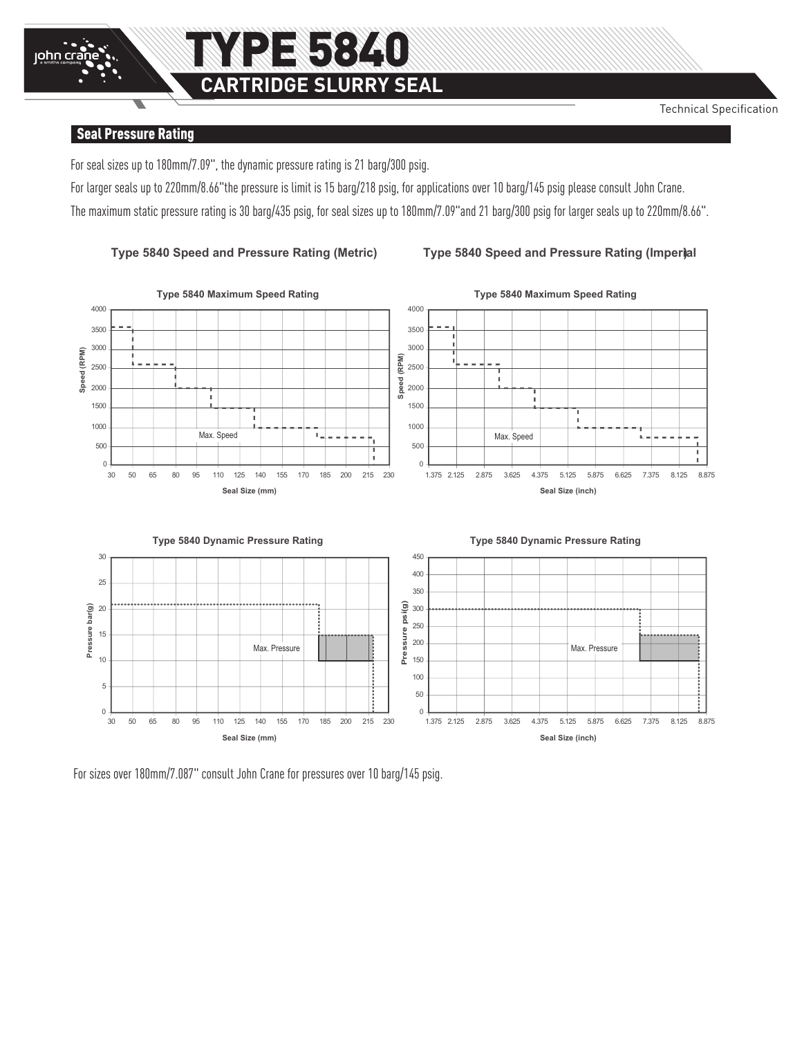## Seal Pressure Rating

For seal sizes up to 180mm/7.09", the dynamic pressure rating is 21 barg/300 psig.

For larger seals up to 220mm/8.66"the pressure is limit is 15 barg/218 psig, for applications over 10 barg/145 psig please consult John Crane.

The maximum static pressure rating is 30 barg/435 psig, for seal sizes up to 180mm/7.09"and 21 barg/300 psig for larger seals up to 220mm/8.66".

**Type 5840 Speed and Pressure Rating (Metric)**

**Type 5840 Speed and Pressure Rating (Imperial)**

**Type 5840 Maximum Speed Rating**

**Type 5840 Dynamic Pressure Rating**

For sizes over 180mm/7.087" consult John Crane for pressures over 10 barg/145 psig.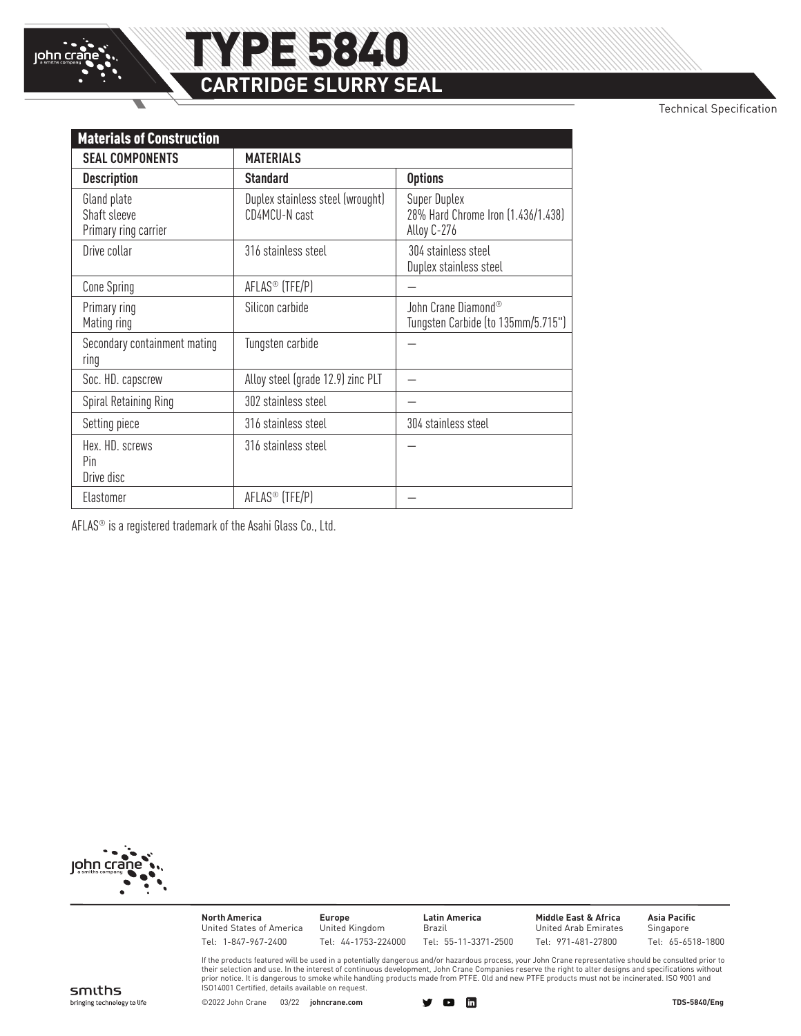# TYPE 5840

## CARTRIDGE SLURRY SEAL

Technical Specification

| Materials of Construction | | |
|---|---|---|
| **SEAL COMPONENTS** | **MATERIALS** | |
| **Description** | **Standard** | **Options** |
| Gland plate<br>Shaft sleeve<br>Primary ring carrier | Duplex stainless steel (wrought)<br>CD4MCU-N cast | Super Duplex<br>28% Hard Chrome Iron (1.436/1.438)<br>Alloy C-276 |
| Drive collar | 316 stainless steel | 304 stainless steel<br>Duplex stainless steel |
| Cone Spring | AFLAS® (TFE/P) | — |
| Primary ring<br>Mating ring | Silicon carbide | John Crane Diamond®<br>Tungsten Carbide (to 135mm/5.715") |
| Secondary containment mating ring | Tungsten carbide | — |
| Soc. HD. capscrew | Alloy steel (grade 12.9) zinc PLT | — |
| Spiral Retaining Ring | 302 stainless steel | — |
| Setting piece | 316 stainless steel | 304 stainless steel |
| Hex. HD. screws<br>Pin<br>Drive disc | 316 stainless steel | — |
| Elastomer | AFLAS® (TFE/P) | — |

AFLAS® is a registered trademark of the Asahi Glass Co., Ltd.

| North America | Europe | Latin America | Middle East & Africa | Asia Pacific |
|---|---|---|---|---|
| United States of America | United Kingdom | Brazil | United Arab Emirates | Singapore |
| Tel: 1-847-967-2400 | Tel: 44-1753-224000 | Tel: 55-11-3371-2500 | Tel: 971-481-27800 | Tel: 65-6518-1800 |

If the products featured will be used in a potentially dangerous and/or hazardous process, your John Crane representative should be consulted prior to their selection and use. In the interest of continuous development, John Crane Companies reserve the right to alter designs and specifications without prior notice. It is dangerous to smoke while handling products made from PTFE. Old and new PTFE products must not be incinerated. ISO 9001 and ISO14001 Certified, details available on request.

©2022 John Crane 03/22 **johncrane.com** **TDS-5840/Eng**

smiths
bringing technology to life